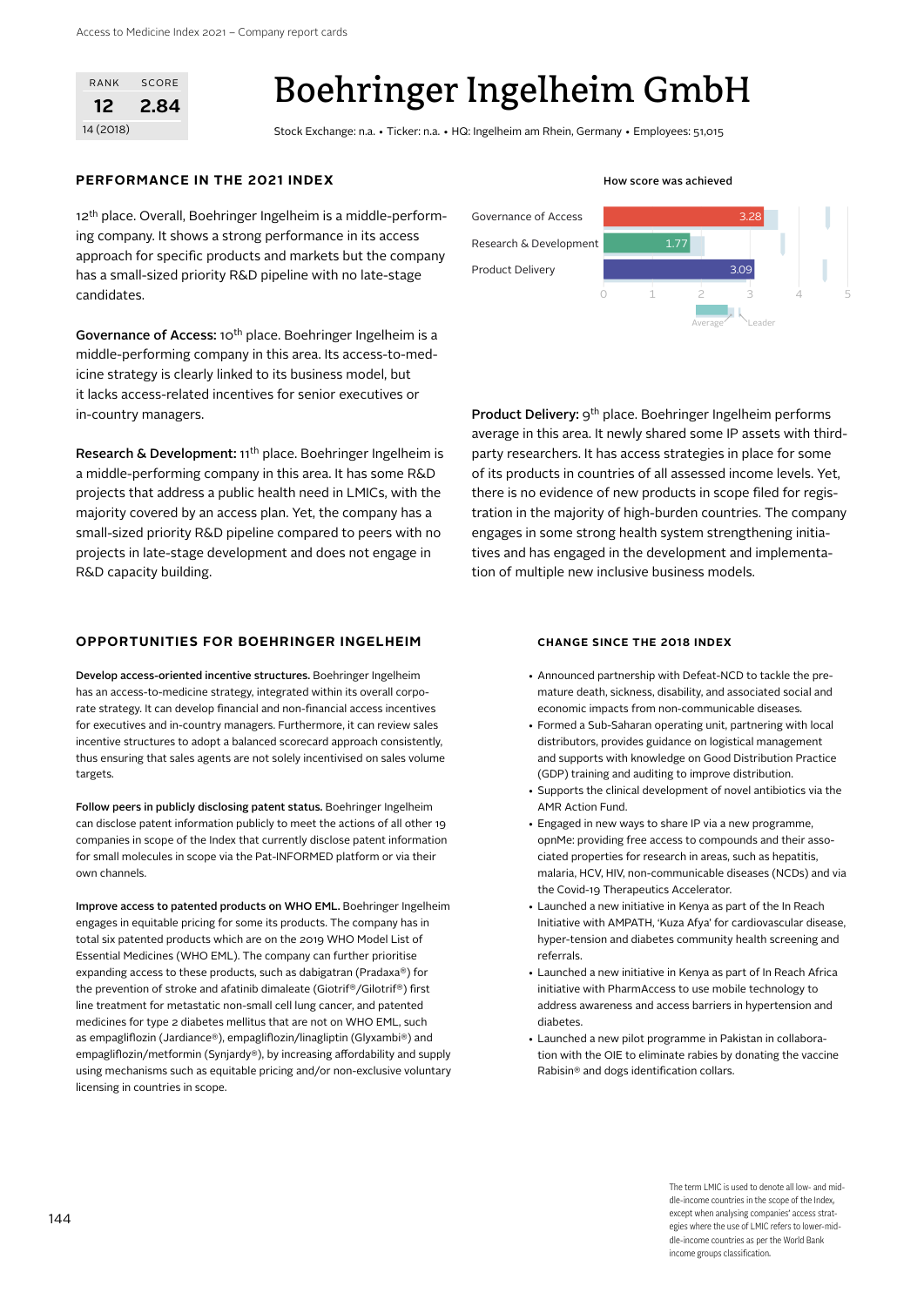| RANK | SCORE |
| --- | --- |
| 12 | 2.84 |
| 14 (2018) | |

# Boehringer Ingelheim GmbH

Stock Exchange: n.a. • Ticker: n.a. • HQ: Ingelheim am Rhein, Germany • Employees: 51,015

## PERFORMANCE IN THE 2021 INDEX

12th place. Overall, Boehringer Ingelheim is a middle-performing company. It shows a strong performance in its access approach for specific products and markets but the company has a small-sized priority R&D pipeline with no late-stage candidates.

**Governance of Access:** 10th place. Boehringer Ingelheim is a middle-performing company in this area. Its access-to-medicine strategy is clearly linked to its business model, but it lacks access-related incentives for senior executives or in-country managers.

**Research & Development:** 11th place. Boehringer Ingelheim is a middle-performing company in this area. It has some R&D projects that address a public health need in LMICs, with the majority covered by an access plan. Yet, the company has a small-sized priority R&D pipeline compared to peers with no projects in late-stage development and does not engage in R&D capacity building.

**How score was achieved**

| | Score |
| --- | --- |
| Governance of Access | 3.28 |
| Research & Development | 1.77 |
| Product Delivery | 3.09 |

**Product Delivery:** 9th place. Boehringer Ingelheim performs average in this area. It newly shared some IP assets with third-party researchers. It has access strategies in place for some of its products in countries of all assessed income levels. Yet, there is no evidence of new products in scope filed for registration in the majority of high-burden countries. The company engages in some strong health system strengthening initiatives and has engaged in the development and implementation of multiple new inclusive business models.

## OPPORTUNITIES FOR BOEHRINGER INGELHEIM

**Develop access-oriented incentive structures.** Boehringer Ingelheim has an access-to-medicine strategy, integrated within its overall corporate strategy. It can develop financial and non-financial access incentives for executives and in-country managers. Furthermore, it can review sales incentive structures to adopt a balanced scorecard approach consistently, thus ensuring that sales agents are not solely incentivised on sales volume targets.

**Follow peers in publicly disclosing patent status.** Boehringer Ingelheim can disclose patent information publicly to meet the actions of all other 19 companies in scope of the Index that currently disclose patent information for small molecules in scope via the Pat-INFORMED platform or via their own channels.

**Improve access to patented products on WHO EML.** Boehringer Ingelheim engages in equitable pricing for some its products. The company has in total six patented products which are on the 2019 WHO Model List of Essential Medicines (WHO EML). The company can further prioritise expanding access to these products, such as dabigatran (Pradaxa®) for the prevention of stroke and afatinib dimaleate (Giotrif®/Gilotrif®) first line treatment for metastatic non-small cell lung cancer, and patented medicines for type 2 diabetes mellitus that are not on WHO EML, such as empagliflozin (Jardiance®), empagliflozin/linagliptin (Glyxambi®) and empagliflozin/metformin (Synjardy®), by increasing affordability and supply using mechanisms such as equitable pricing and/or non-exclusive voluntary licensing in countries in scope.

### CHANGE SINCE THE 2018 INDEX

- Announced partnership with Defeat-NCD to tackle the premature death, sickness, disability, and associated social and economic impacts from non-communicable diseases.
- Formed a Sub-Saharan operating unit, partnering with local distributors, provides guidance on logistical management and supports with knowledge on Good Distribution Practice (GDP) training and auditing to improve distribution.
- Supports the clinical development of novel antibiotics via the AMR Action Fund.
- Engaged in new ways to share IP via a new programme, opnMe: providing free access to compounds and their associated properties for research in areas, such as hepatitis, malaria, HCV, HIV, non-communicable diseases (NCDs) and via the Covid-19 Therapeutics Accelerator.
- Launched a new initiative in Kenya as part of the In Reach Initiative with AMPATH, 'Kuza Afya' for cardiovascular disease, hyper-tension and diabetes community health screening and referrals.
- Launched a new initiative in Kenya as part of In Reach Africa initiative with PharmAccess to use mobile technology to address awareness and access barriers in hypertension and diabetes.
- Launched a new pilot programme in Pakistan in collaboration with the OIE to eliminate rabies by donating the vaccine Rabisin® and dogs identification collars.

The term LMIC is used to denote all low- and middle-income countries in the scope of the Index, except when analysing companies' access strategies where the use of LMIC refers to lower-middle-income countries as per the World Bank income groups classification.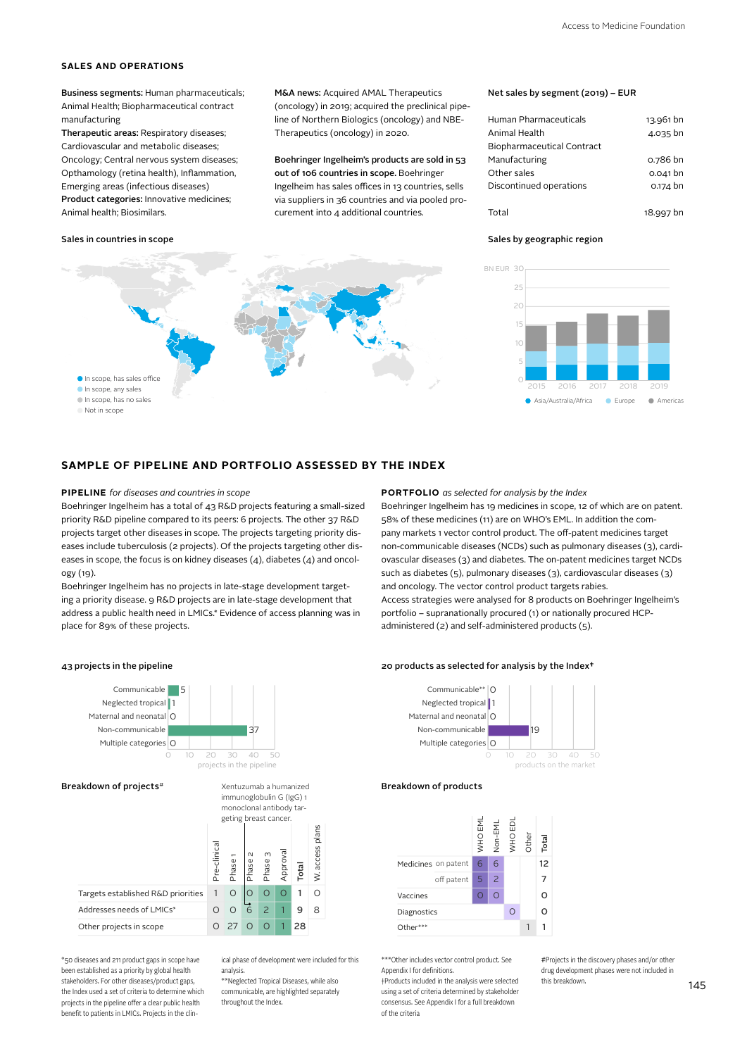## SALES AND OPERATIONS

**Business segments:** Human pharmaceuticals; Animal Health; Biopharmaceutical contract manufacturing
**Therapeutic areas:** Respiratory diseases; Cardiovascular and metabolic diseases; Oncology; Central nervous system diseases; Opthamology (retina health), Inflammation, Emerging areas (infectious diseases)
**Product categories:** Innovative medicines; Animal health; Biosimilars.

**M&A news:** Acquired AMAL Therapeutics (oncology) in 2019; acquired the preclinical pipeline of Northern Biologics (oncology) and NBE-Therapeutics (oncology) in 2020.

**Boehringer Ingelheim's products are sold in 53 out of 106 countries in scope.** Boehringer Ingelheim has sales offices in 13 countries, sells via suppliers in 36 countries and via pooled procurement into 4 additional countries.

**Net sales by segment (2019) – EUR**

| | |
|---|---|
| Human Pharmaceuticals | 13.961 bn |
| Animal Health | 4.035 bn |
| Biopharmaceutical Contract Manufacturing | 0.786 bn |
| Other sales | 0.041 bn |
| Discontinued operations | 0.174 bn |
| Total | 18.997 bn |

**Sales in countries in scope**

- In scope, has sales office
- In scope, any sales
- In scope, has no sales
- Not in scope

**Sales by geographic region**

BN EUR; 2015, 2016, 2017, 2018, 2019; Asia/Australia/Africa, Europe, Americas

## SAMPLE OF PIPELINE AND PORTFOLIO ASSESSED BY THE INDEX

**PIPELINE** *for diseases and countries in scope*

Boehringer Ingelheim has a total of 43 R&D projects featuring a small-sized priority R&D pipeline compared to its peers: 6 projects. The other 37 R&D projects target other diseases in scope. The projects targeting priority diseases include tuberculosis (2 projects). Of the projects targeting other diseases in scope, the focus is on kidney diseases (4), diabetes (4) and oncology (19).

Boehringer Ingelheim has no projects in late-stage development targeting a priority disease. 9 R&D projects are in late-stage development that address a public health need in LMICs.* Evidence of access planning was in place for 89% of these projects.

**PORTFOLIO** *as selected for analysis by the Index*

Boehringer Ingelheim has 19 medicines in scope, 12 of which are on patent. 58% of these medicines (11) are on WHO's EML. In addition the company markets 1 vector control product. The off-patent medicines target non-communicable diseases (NCDs) such as pulmonary diseases (3), cardiovascular diseases (3) and diabetes. The on-patent medicines target NCDs such as diabetes (5), pulmonary diseases (3), cardiovascular diseases (3) and oncology. The vector control product targets rabies.

Access strategies were analysed for 8 products on Boehringer Ingelheim's portfolio – supranationally procured (1) or nationally procured HCP-administered (2) and self-administered products (5).

**43 projects in the pipeline**

| | projects in the pipeline |
|---|---|
| Communicable | 5 |
| Neglected tropical | 1 |
| Maternal and neonatal | 0 |
| Non-communicable | 37 |
| Multiple categories | 0 |

**20 products as selected for analysis by the Index†**

| | products on the market |
|---|---|
| Communicable** | 0 |
| Neglected tropical | 1 |
| Maternal and neonatal | 0 |
| Non-communicable | 19 |
| Multiple categories | 0 |

**Breakdown of projects#**

Xentuzumab a humanized immunoglobulin G (IgG) 1 monoclonal antibody targeting breast cancer.

| | Pre-clinical | Phase 1 | Phase 2 | Phase 3 | Approval | Total | W. access plans |
|---|---|---|---|---|---|---|---|
| Targets established R&D priorities | 1 | 0 | 0 | 0 | 0 | 1 | 0 |
| Addresses needs of LMICs* | 0 | 0 | 6 | 2 | 1 | 9 | 8 |
| Other projects in scope | 0 | 27 | 0 | 0 | 1 | 28 | |

**Breakdown of products**

| | | WHO EML | Non-EML | WHO EDL | Other | Total |
|---|---|---|---|---|---|---|
| Medicines | on patent | 6 | 6 | | | 12 |
| | off patent | 5 | 2 | | | 7 |
| Vaccines | | 0 | 0 | | | 0 |
| Diagnostics | | | | 0 | | 0 |
| Other*** | | | | | 1 | 1 |

*50 diseases and 211 product gaps in scope have been established as a priority by global health stakeholders. For other diseases/product gaps, the Index used a set of criteria to determine which projects in the pipeline offer a clear public health benefit to patients in LMICs. Projects in the clinical phase of development were included for this analysis.
**Neglected Tropical Diseases, while also communicable, are highlighted separately throughout the Index.

***Other includes vector control product. See Appendix I for definitions.
†Products included in the analysis were selected using a set of criteria determined by stakeholder consensus. See Appendix I for a full breakdown of the criteria

#Projects in the discovery phases and/or other drug development phases were not included in this breakdown.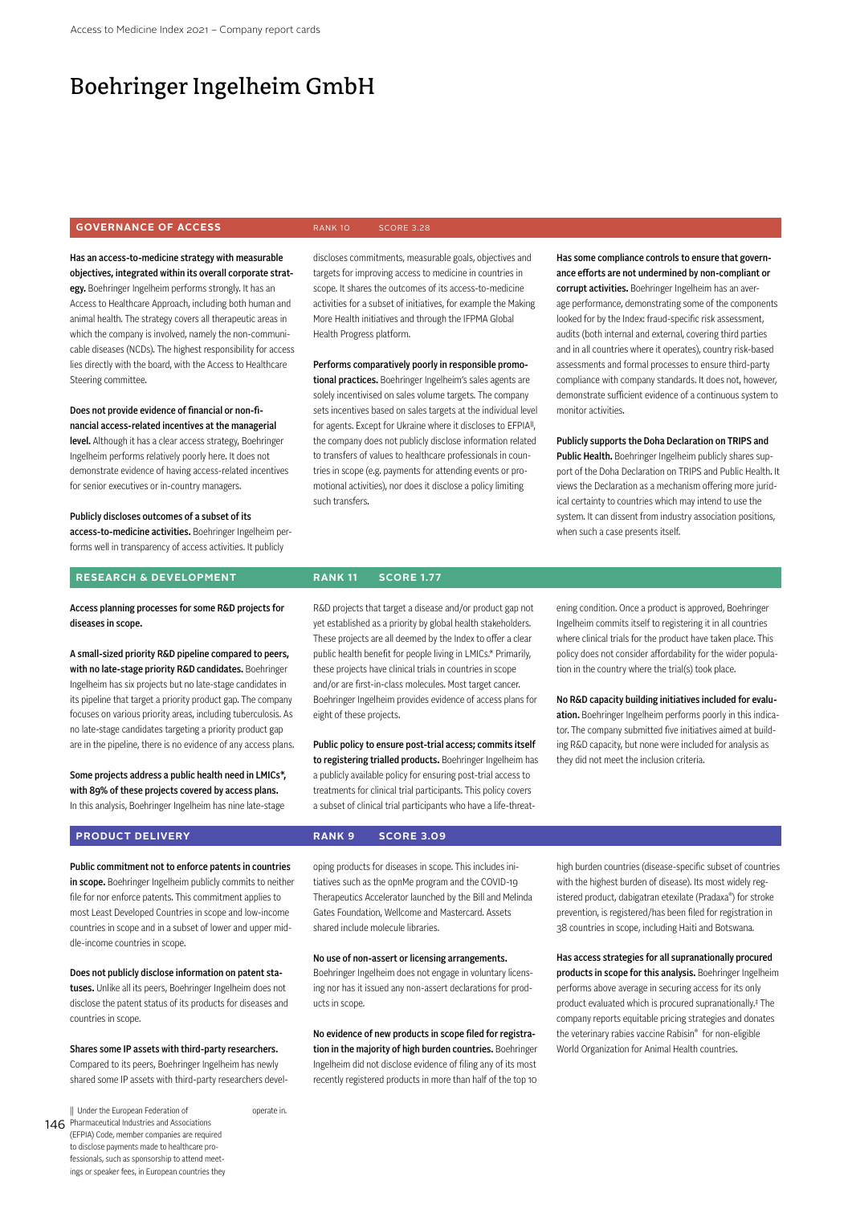# Boehringer Ingelheim GmbH

## GOVERNANCE OF ACCESS RANK 10 SCORE 3.28

**Has an access-to-medicine strategy with measurable objectives, integrated within its overall corporate strategy.** Boehringer Ingelheim performs strongly. It has an Access to Healthcare Approach, including both human and animal health. The strategy covers all therapeutic areas in which the company is involved, namely the non-communicable diseases (NCDs). The highest responsibility for access lies directly with the board, with the Access to Healthcare Steering committee.

**Does not provide evidence of financial or non-financial access-related incentives at the managerial level.** Although it has a clear access strategy, Boehringer Ingelheim performs relatively poorly here. It does not demonstrate evidence of having access-related incentives for senior executives or in-country managers.

**Publicly discloses outcomes of a subset of its access-to-medicine activities.** Boehringer Ingelheim performs well in transparency of access activities. It publicly discloses commitments, measurable goals, objectives and targets for improving access to medicine in countries in scope. It shares the outcomes of its access-to-medicine activities for a subset of initiatives, for example the Making More Health initiatives and through the IFPMA Global Health Progress platform.

**Performs comparatively poorly in responsible promotional practices.** Boehringer Ingelheim's sales agents are solely incentivised on sales volume targets. The company sets incentives based on sales targets at the individual level for agents. Except for Ukraine where it discloses to EFPIA‖, the company does not publicly disclose information related to transfers of values to healthcare professionals in countries in scope (e.g. payments for attending events or promotional activities), nor does it disclose a policy limiting such transfers.

**Has some compliance controls to ensure that governance efforts are not undermined by non-compliant or corrupt activities.** Boehringer Ingelheim has an average performance, demonstrating some of the components looked for by the Index: fraud-specific risk assessment, audits (both internal and external, covering third parties and in all countries where it operates), country risk-based assessments and formal processes to ensure third-party compliance with company standards. It does not, however, demonstrate sufficient evidence of a continuous system to monitor activities.

**Publicly supports the Doha Declaration on TRIPS and Public Health.** Boehringer Ingelheim publicly shares support of the Doha Declaration on TRIPS and Public Health. It views the Declaration as a mechanism offering more juridical certainty to countries which may intend to use the system. It can dissent from industry association positions, when such a case presents itself.

## RESEARCH & DEVELOPMENT RANK 11 SCORE 1.77

**Access planning processes for some R&D projects for diseases in scope.**

**A small-sized priority R&D pipeline compared to peers, with no late-stage priority R&D candidates.** Boehringer Ingelheim has six projects but no late-stage candidates in its pipeline that target a priority product gap. The company focuses on various priority areas, including tuberculosis. As no late-stage candidates targeting a priority product gap are in the pipeline, there is no evidence of any access plans.

**Some projects address a public health need in LMICs\*, with 89% of these projects covered by access plans.** In this analysis, Boehringer Ingelheim has nine late-stage R&D projects that target a disease and/or product gap not yet established as a priority by global health stakeholders. These projects are all deemed by the Index to offer a clear public health benefit for people living in LMICs.\* Primarily, these projects have clinical trials in countries in scope and/or are first-in-class molecules. Most target cancer. Boehringer Ingelheim provides evidence of access plans for eight of these projects.

**Public policy to ensure post-trial access; commits itself to registering trialled products.** Boehringer Ingelheim has a publicly available policy for ensuring post-trial access to treatments for clinical trial participants. This policy covers a subset of clinical trial participants who have a life-threatening condition. Once a product is approved, Boehringer Ingelheim commits itself to registering it in all countries where clinical trials for the product have taken place. This policy does not consider affordability for the wider population in the country where the trial(s) took place.

**No R&D capacity building initiatives included for evaluation.** Boehringer Ingelheim performs poorly in this indicator. The company submitted five initiatives aimed at building R&D capacity, but none were included for analysis as they did not meet the inclusion criteria.

## PRODUCT DELIVERY RANK 9 SCORE 3.09

**Public commitment not to enforce patents in countries in scope.** Boehringer Ingelheim publicly commits to neither file for nor enforce patents. This commitment applies to most Least Developed Countries in scope and low-income countries in scope and in a subset of lower and upper middle-income countries in scope.

**Does not publicly disclose information on patent statuses.** Unlike all its peers, Boehringer Ingelheim does not disclose the patent status of its products for diseases and countries in scope.

**Shares some IP assets with third-party researchers.** Compared to its peers, Boehringer Ingelheim has newly shared some IP assets with third-party researchers developing products for diseases in scope. This includes initiatives such as the opnMe program and the COVID-19 Therapeutics Accelerator launched by the Bill and Melinda Gates Foundation, Wellcome and Mastercard. Assets shared include molecule libraries.

**No use of non-assert or licensing arrangements.** Boehringer Ingelheim does not engage in voluntary licensing nor has it issued any non-assert declarations for products in scope.

**No evidence of new products in scope filed for registration in the majority of high burden countries.** Boehringer Ingelheim did not disclose evidence of filing any of its most recently registered products in more than half of the top 10 high burden countries (disease-specific subset of countries with the highest burden of disease). Its most widely registered product, dabigatran etexilate (Pradaxa®) for stroke prevention, is registered/has been filed for registration in 38 countries in scope, including Haiti and Botswana.

**Has access strategies for all supranationally procured products in scope for this analysis.** Boehringer Ingelheim performs above average in securing access for its only product evaluated which is procured supranationally.‡ The company reports equitable pricing strategies and donates the veterinary rabies vaccine Rabisin® for non-eligible World Organization for Animal Health countries.

‖ Under the European Federation of Pharmaceutical Industries and Associations (EFPIA) Code, member companies are required to disclose payments made to healthcare professionals, such as sponsorship to attend meetings or speaker fees, in European countries they operate in.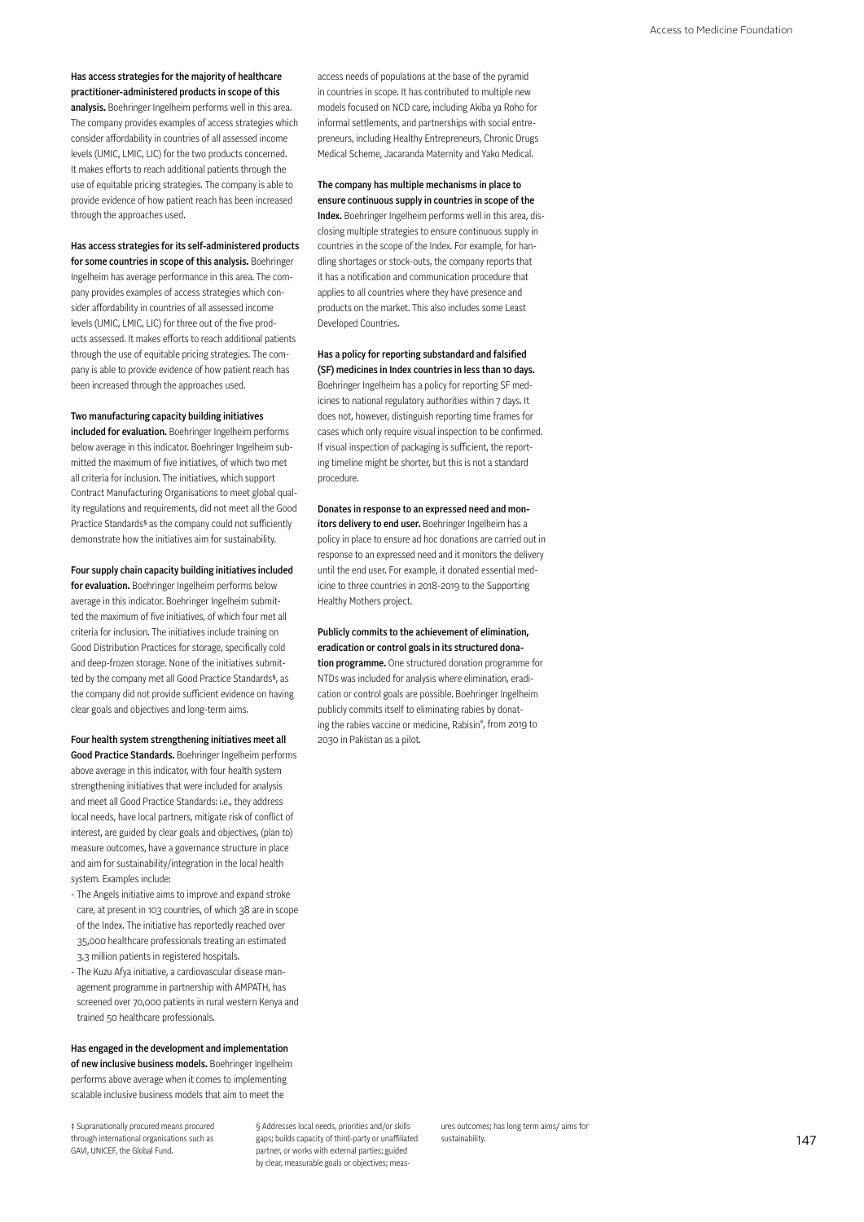**Has access strategies for the majority of healthcare practitioner-administered products in scope of this analysis.** Boehringer Ingelheim performs well in this area. The company provides examples of access strategies which consider affordability in countries of all assessed income levels (UMIC, LMIC, LIC) for the two products concerned. It makes efforts to reach additional patients through the use of equitable pricing strategies. The company is able to provide evidence of how patient reach has been increased through the approaches used.

**Has access strategies for its self-administered products for some countries in scope of this analysis.** Boehringer Ingelheim has average performance in this area. The company provides examples of access strategies which consider affordability in countries of all assessed income levels (UMIC, LMIC, LIC) for three out of the five products assessed. It makes efforts to reach additional patients through the use of equitable pricing strategies. The company is able to provide evidence of how patient reach has been increased through the approaches used.

**Two manufacturing capacity building initiatives included for evaluation.** Boehringer Ingelheim performs below average in this indicator. Boehringer Ingelheim submitted the maximum of five initiatives, of which two met all criteria for inclusion. The initiatives, which support Contract Manufacturing Organisations to meet global quality regulations and requirements, did not meet all the Good Practice Standards§ as the company could not sufficiently demonstrate how the initiatives aim for sustainability.

**Four supply chain capacity building initiatives included for evaluation.** Boehringer Ingelheim performs below average in this indicator. Boehringer Ingelheim submitted the maximum of five initiatives, of which four met all criteria for inclusion. The initiatives include training on Good Distribution Practices for storage, specifically cold and deep-frozen storage. None of the initiatives submitted by the company met all Good Practice Standards§, as the company did not provide sufficient evidence on having clear goals and objectives and long-term aims.

**Four health system strengthening initiatives meet all Good Practice Standards.** Boehringer Ingelheim performs above average in this indicator, with four health system strengthening initiatives that were included for analysis and meet all Good Practice Standards: i.e., they address local needs, have local partners, mitigate risk of conflict of interest, are guided by clear goals and objectives, (plan to) measure outcomes, have a governance structure in place and aim for sustainability/integration in the local health system. Examples include:

- The Angels initiative aims to improve and expand stroke care, at present in 103 countries, of which 38 are in scope of the Index. The initiative has reportedly reached over 35,000 healthcare professionals treating an estimated 3.3 million patients in registered hospitals.
- The Kuzu Afya initiative, a cardiovascular disease management programme in partnership with AMPATH, has screened over 70,000 patients in rural western Kenya and trained 50 healthcare professionals.

**Has engaged in the development and implementation of new inclusive business models.** Boehringer Ingelheim performs above average when it comes to implementing scalable inclusive business models that aim to meet the access needs of populations at the base of the pyramid in countries in scope. It has contributed to multiple new models focused on NCD care, including Akiba ya Roho for informal settlements, and partnerships with social entrepreneurs, including Healthy Entrepreneurs, Chronic Drugs Medical Scheme, Jacaranda Maternity and Yako Medical.

**The company has multiple mechanisms in place to ensure continuous supply in countries in scope of the Index.** Boehringer Ingelheim performs well in this area, disclosing multiple strategies to ensure continuous supply in countries in the scope of the Index. For example, for handling shortages or stock-outs, the company reports that it has a notification and communication procedure that applies to all countries where they have presence and products on the market. This also includes some Least Developed Countries.

**Has a policy for reporting substandard and falsified (SF) medicines in Index countries in less than 10 days.** Boehringer Ingelheim has a policy for reporting SF medicines to national regulatory authorities within 7 days. It does not, however, distinguish reporting time frames for cases which only require visual inspection to be confirmed. If visual inspection of packaging is sufficient, the reporting timeline might be shorter, but this is not a standard procedure.

**Donates in response to an expressed need and monitors delivery to end user.** Boehringer Ingelheim has a policy in place to ensure ad hoc donations are carried out in response to an expressed need and it monitors the delivery until the end user. For example, it donated essential medicine to three countries in 2018-2019 to the Supporting Healthy Mothers project.

**Publicly commits to the achievement of elimination, eradication or control goals in its structured donation programme.** One structured donation programme for NTDs was included for analysis where elimination, eradication or control goals are possible. Boehringer Ingelheim publicly commits itself to eliminating rabies by donating the rabies vaccine or medicine, Rabisin®, from 2019 to 2030 in Pakistan as a pilot.

‡ Supranationally procured means procured through international organisations such as GAVI, UNICEF, the Global Fund.

§ Addresses local needs, priorities and/or skills gaps; builds capacity of third-party or unaffiliated partner, or works with external parties; guided by clear, measurable goals or objectives; measures outcomes; has long term aims/ aims for sustainability.